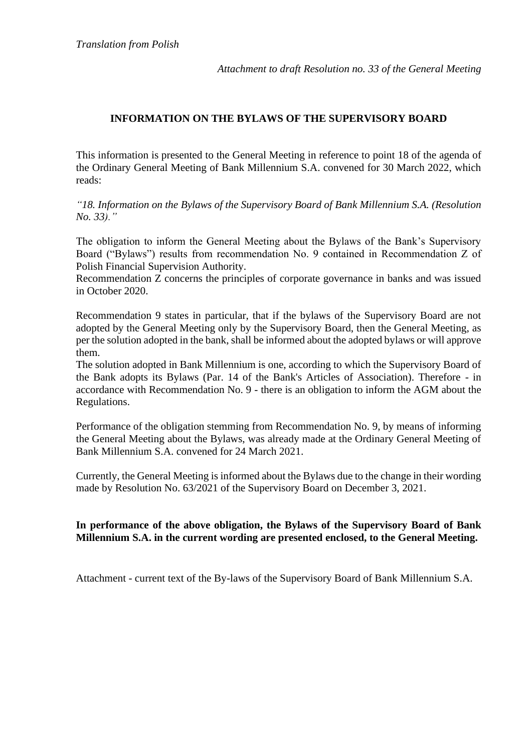*Translation from Polish*

*Attachment to draft Resolution no. 33 of the General Meeting*

## INFORMATION ON THE BYLAWS OF THE SUPERVISORY BOARD

This information is presented to the General Meeting in reference to point 18 of the agenda of the Ordinary General Meeting of Bank Millennium S.A. convened for 30 March 2022, which reads:

*"18. Information on the Bylaws of the Supervisory Board of Bank Millennium S.A. (Resolution No. 33)."*

The obligation to inform the General Meeting about the Bylaws of the Bank's Supervisory Board ("Bylaws") results from recommendation No. 9 contained in Recommendation Z of Polish Financial Supervision Authority.
Recommendation Z concerns the principles of corporate governance in banks and was issued in October 2020.

Recommendation 9 states in particular, that if the bylaws of the Supervisory Board are not adopted by the General Meeting only by the Supervisory Board, then the General Meeting, as per the solution adopted in the bank, shall be informed about the adopted bylaws or will approve them.
The solution adopted in Bank Millennium is one, according to which the Supervisory Board of the Bank adopts its Bylaws (Par. 14 of the Bank's Articles of Association). Therefore - in accordance with Recommendation No. 9 - there is an obligation to inform the AGM about the Regulations.

Performance of the obligation stemming from Recommendation No. 9, by means of informing the General Meeting about the Bylaws, was already made at the Ordinary General Meeting of Bank Millennium S.A. convened for 24 March 2021.

Currently, the General Meeting is informed about the Bylaws due to the change in their wording made by Resolution No. 63/2021 of the Supervisory Board on December 3, 2021.

**In performance of the above obligation, the Bylaws of the Supervisory Board of Bank Millennium S.A. in the current wording are presented enclosed, to the General Meeting.**

Attachment - current text of the By-laws of the Supervisory Board of Bank Millennium S.A.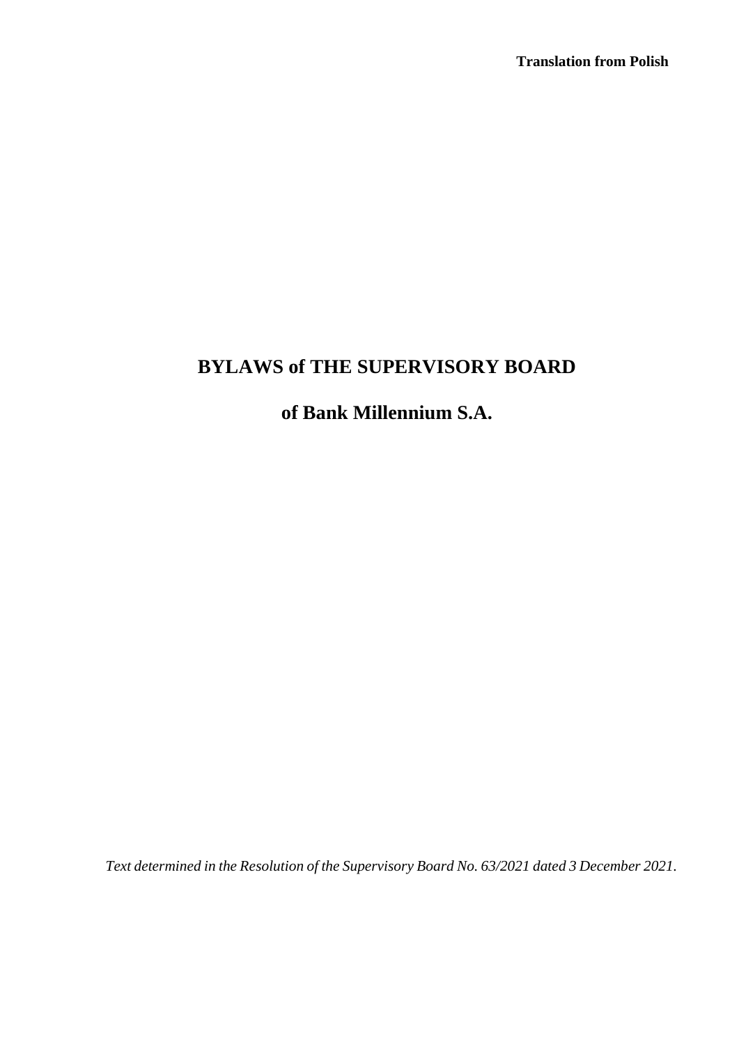**Translation from Polish**

# BYLAWS of THE SUPERVISORY BOARD

## of Bank Millennium S.A.

*Text determined in the Resolution of the Supervisory Board No. 63/2021 dated 3 December 2021.*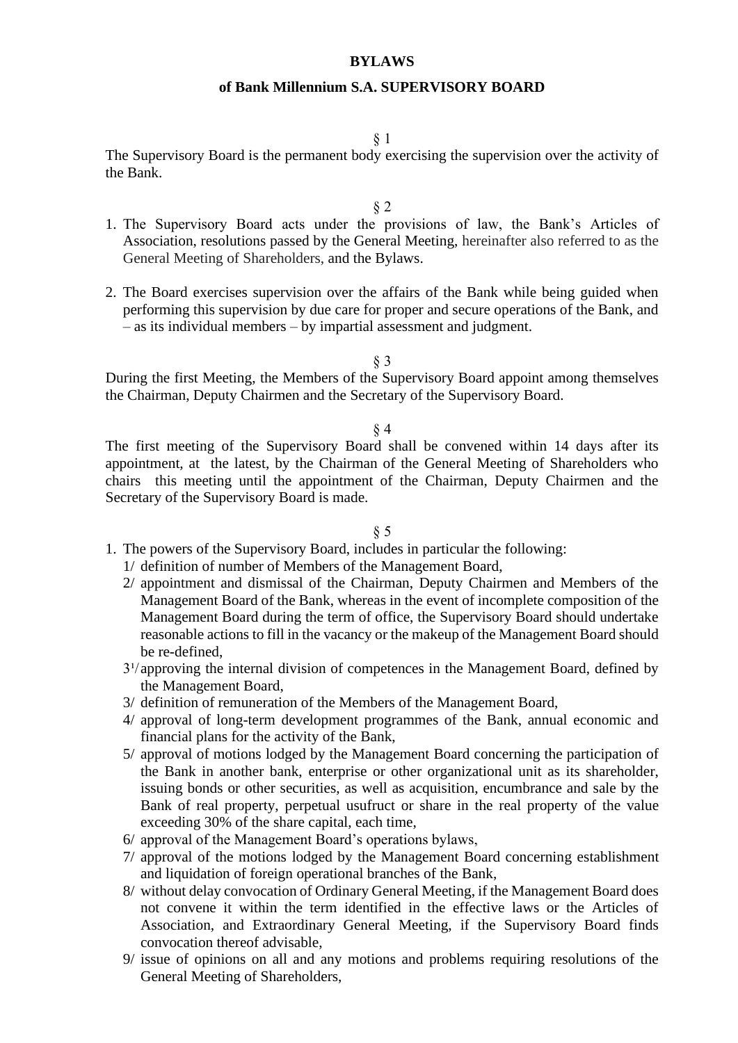**BYLAWS**

**of Bank Millennium S.A. SUPERVISORY BOARD**

§ 1

The Supervisory Board is the permanent body exercising the supervision over the activity of the Bank.

§ 2

1. The Supervisory Board acts under the provisions of law, the Bank's Articles of Association, resolutions passed by the General Meeting, hereinafter also referred to as the General Meeting of Shareholders, and the Bylaws.

2. The Board exercises supervision over the affairs of the Bank while being guided when performing this supervision by due care for proper and secure operations of the Bank, and – as its individual members – by impartial assessment and judgment.

§ 3

During the first Meeting, the Members of the Supervisory Board appoint among themselves the Chairman, Deputy Chairmen and the Secretary of the Supervisory Board.

§ 4

The first meeting of the Supervisory Board shall be convened within 14 days after its appointment, at the latest, by the Chairman of the General Meeting of Shareholders who chairs this meeting until the appointment of the Chairman, Deputy Chairmen and the Secretary of the Supervisory Board is made.

§ 5

1. The powers of the Supervisory Board, includes in particular the following:
   - 1/ definition of number of Members of the Management Board,
   - 2/ appointment and dismissal of the Chairman, Deputy Chairmen and Members of the Management Board of the Bank, whereas in the event of incomplete composition of the Management Board during the term of office, the Supervisory Board should undertake reasonable actions to fill in the vacancy or the makeup of the Management Board should be re-defined,
   - $3^1$/ approving the internal division of competences in the Management Board, defined by the Management Board,
   - 3/ definition of remuneration of the Members of the Management Board,
   - 4/ approval of long-term development programmes of the Bank, annual economic and financial plans for the activity of the Bank,
   - 5/ approval of motions lodged by the Management Board concerning the participation of the Bank in another bank, enterprise or other organizational unit as its shareholder, issuing bonds or other securities, as well as acquisition, encumbrance and sale by the Bank of real property, perpetual usufruct or share in the real property of the value exceeding 30% of the share capital, each time,
   - 6/ approval of the Management Board's operations bylaws,
   - 7/ approval of the motions lodged by the Management Board concerning establishment and liquidation of foreign operational branches of the Bank,
   - 8/ without delay convocation of Ordinary General Meeting, if the Management Board does not convene it within the term identified in the effective laws or the Articles of Association, and Extraordinary General Meeting, if the Supervisory Board finds convocation thereof advisable,
   - 9/ issue of opinions on all and any motions and problems requiring resolutions of the General Meeting of Shareholders,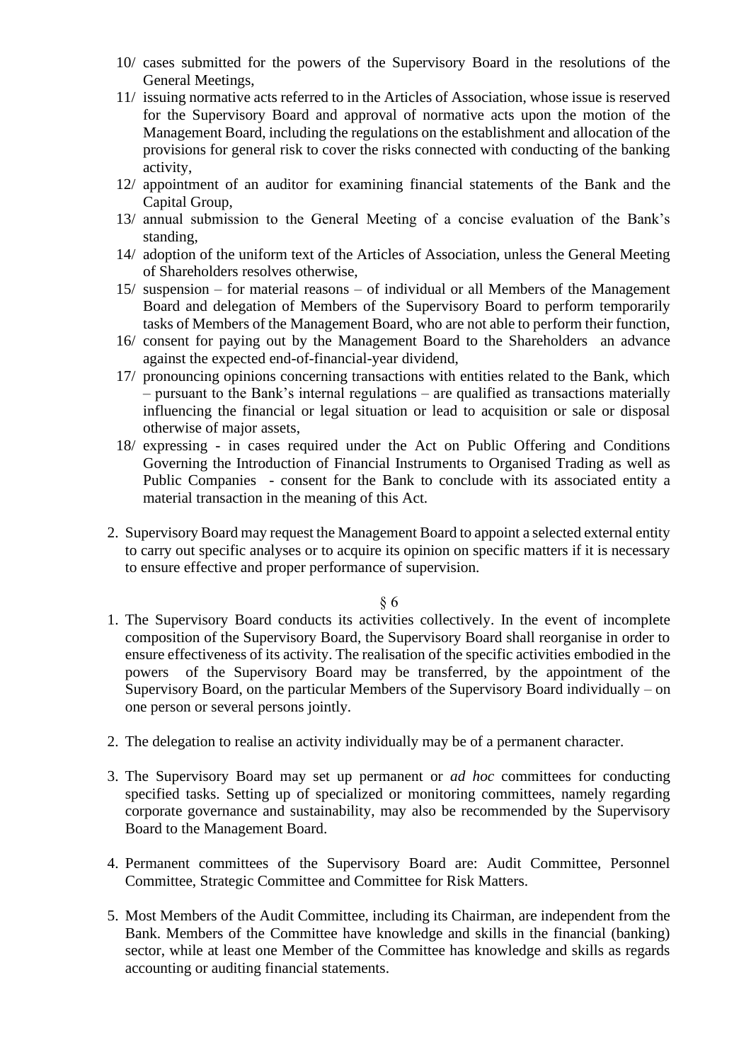10/ cases submitted for the powers of the Supervisory Board in the resolutions of the General Meetings,

11/ issuing normative acts referred to in the Articles of Association, whose issue is reserved for the Supervisory Board and approval of normative acts upon the motion of the Management Board, including the regulations on the establishment and allocation of the provisions for general risk to cover the risks connected with conducting of the banking activity,

12/ appointment of an auditor for examining financial statements of the Bank and the Capital Group,

13/ annual submission to the General Meeting of a concise evaluation of the Bank's standing,

14/ adoption of the uniform text of the Articles of Association, unless the General Meeting of Shareholders resolves otherwise,

15/ suspension – for material reasons – of individual or all Members of the Management Board and delegation of Members of the Supervisory Board to perform temporarily tasks of Members of the Management Board, who are not able to perform their function,

16/ consent for paying out by the Management Board to the Shareholders an advance against the expected end-of-financial-year dividend,

17/ pronouncing opinions concerning transactions with entities related to the Bank, which – pursuant to the Bank's internal regulations – are qualified as transactions materially influencing the financial or legal situation or lead to acquisition or sale or disposal otherwise of major assets,

18/ expressing - in cases required under the Act on Public Offering and Conditions Governing the Introduction of Financial Instruments to Organised Trading as well as Public Companies - consent for the Bank to conclude with its associated entity a material transaction in the meaning of this Act.

2. Supervisory Board may request the Management Board to appoint a selected external entity to carry out specific analyses or to acquire its opinion on specific matters if it is necessary to ensure effective and proper performance of supervision.

§ 6

1. The Supervisory Board conducts its activities collectively. In the event of incomplete composition of the Supervisory Board, the Supervisory Board shall reorganise in order to ensure effectiveness of its activity. The realisation of the specific activities embodied in the powers of the Supervisory Board may be transferred, by the appointment of the Supervisory Board, on the particular Members of the Supervisory Board individually – on one person or several persons jointly.

2. The delegation to realise an activity individually may be of a permanent character.

3. The Supervisory Board may set up permanent or *ad hoc* committees for conducting specified tasks. Setting up of specialized or monitoring committees, namely regarding corporate governance and sustainability, may also be recommended by the Supervisory Board to the Management Board.

4. Permanent committees of the Supervisory Board are: Audit Committee, Personnel Committee, Strategic Committee and Committee for Risk Matters.

5. Most Members of the Audit Committee, including its Chairman, are independent from the Bank. Members of the Committee have knowledge and skills in the financial (banking) sector, while at least one Member of the Committee has knowledge and skills as regards accounting or auditing financial statements.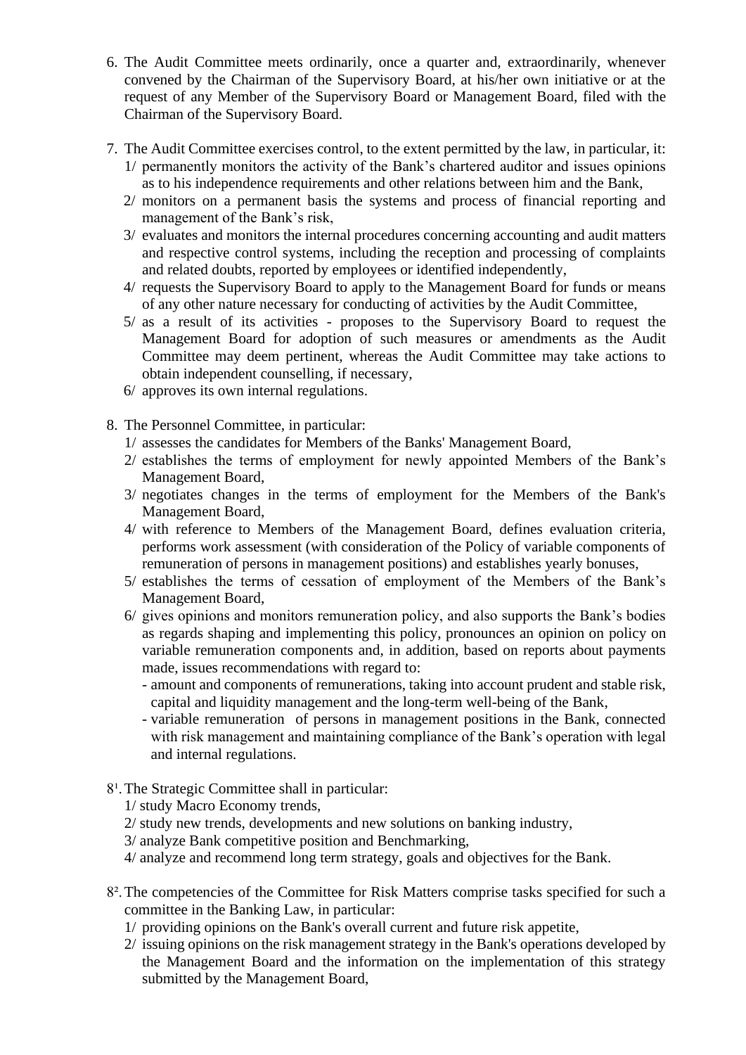6. The Audit Committee meets ordinarily, once a quarter and, extraordinarily, whenever convened by the Chairman of the Supervisory Board, at his/her own initiative or at the request of any Member of the Supervisory Board or Management Board, filed with the Chairman of the Supervisory Board.

7. The Audit Committee exercises control, to the extent permitted by the law, in particular, it:
   1/ permanently monitors the activity of the Bank's chartered auditor and issues opinions as to his independence requirements and other relations between him and the Bank,
   2/ monitors on a permanent basis the systems and process of financial reporting and management of the Bank's risk,
   3/ evaluates and monitors the internal procedures concerning accounting and audit matters and respective control systems, including the reception and processing of complaints and related doubts, reported by employees or identified independently,
   4/ requests the Supervisory Board to apply to the Management Board for funds or means of any other nature necessary for conducting of activities by the Audit Committee,
   5/ as a result of its activities - proposes to the Supervisory Board to request the Management Board for adoption of such measures or amendments as the Audit Committee may deem pertinent, whereas the Audit Committee may take actions to obtain independent counselling, if necessary,
   6/ approves its own internal regulations.

8. The Personnel Committee, in particular:
   1/ assesses the candidates for Members of the Banks' Management Board,
   2/ establishes the terms of employment for newly appointed Members of the Bank's Management Board,
   3/ negotiates changes in the terms of employment for the Members of the Bank's Management Board,
   4/ with reference to Members of the Management Board, defines evaluation criteria, performs work assessment (with consideration of the Policy of variable components of remuneration of persons in management positions) and establishes yearly bonuses,
   5/ establishes the terms of cessation of employment of the Members of the Bank's Management Board,
   6/ gives opinions and monitors remuneration policy, and also supports the Bank's bodies as regards shaping and implementing this policy, pronounces an opinion on policy on variable remuneration components and, in addition, based on reports about payments made, issues recommendations with regard to:
      - amount and components of remunerations, taking into account prudent and stable risk, capital and liquidity management and the long-term well-being of the Bank,
      - variable remuneration of persons in management positions in the Bank, connected with risk management and maintaining compliance of the Bank's operation with legal and internal regulations.

8¹. The Strategic Committee shall in particular:
   1/ study Macro Economy trends,
   2/ study new trends, developments and new solutions on banking industry,
   3/ analyze Bank competitive position and Benchmarking,
   4/ analyze and recommend long term strategy, goals and objectives for the Bank.

8². The competencies of the Committee for Risk Matters comprise tasks specified for such a committee in the Banking Law, in particular:
   1/ providing opinions on the Bank's overall current and future risk appetite,
   2/ issuing opinions on the risk management strategy in the Bank's operations developed by the Management Board and the information on the implementation of this strategy submitted by the Management Board,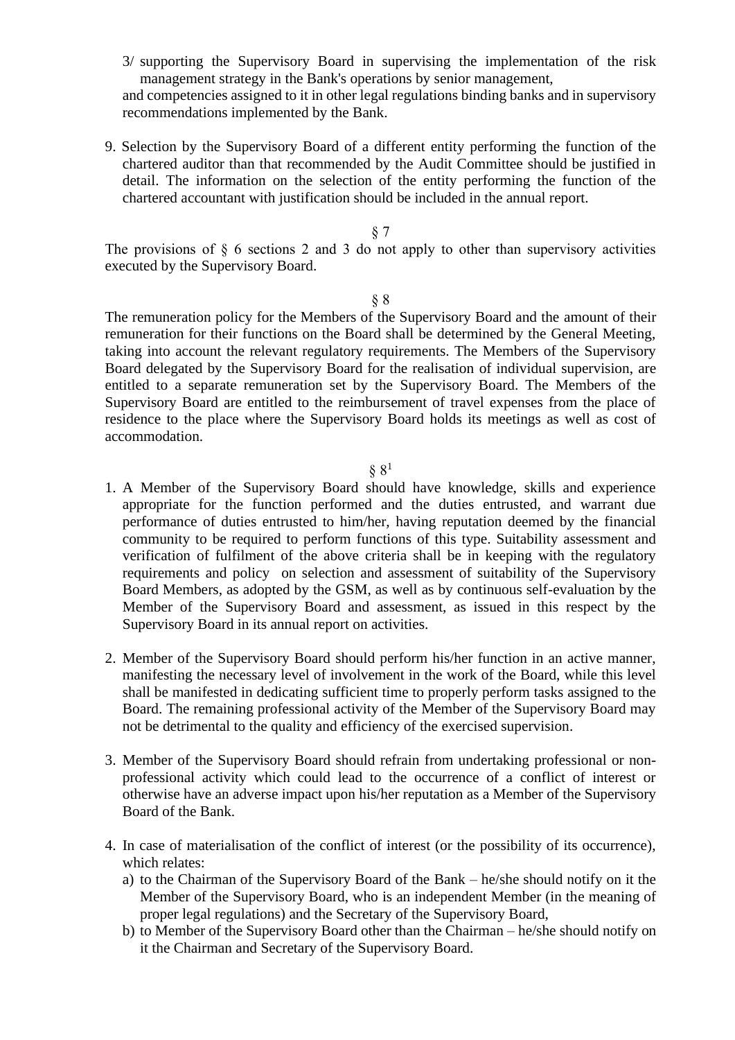3/ supporting the Supervisory Board in supervising the implementation of the risk management strategy in the Bank's operations by senior management,

and competencies assigned to it in other legal regulations binding banks and in supervisory recommendations implemented by the Bank.

9. Selection by the Supervisory Board of a different entity performing the function of the chartered auditor than that recommended by the Audit Committee should be justified in detail. The information on the selection of the entity performing the function of the chartered accountant with justification should be included in the annual report.

§ 7

The provisions of § 6 sections 2 and 3 do not apply to other than supervisory activities executed by the Supervisory Board.

§ 8

The remuneration policy for the Members of the Supervisory Board and the amount of their remuneration for their functions on the Board shall be determined by the General Meeting, taking into account the relevant regulatory requirements. The Members of the Supervisory Board delegated by the Supervisory Board for the realisation of individual supervision, are entitled to a separate remuneration set by the Supervisory Board. The Members of the Supervisory Board are entitled to the reimbursement of travel expenses from the place of residence to the place where the Supervisory Board holds its meetings as well as cost of accommodation.

§ 8[1]

1. A Member of the Supervisory Board should have knowledge, skills and experience appropriate for the function performed and the duties entrusted, and warrant due performance of duties entrusted to him/her, having reputation deemed by the financial community to be required to perform functions of this type. Suitability assessment and verification of fulfilment of the above criteria shall be in keeping with the regulatory requirements and policy on selection and assessment of suitability of the Supervisory Board Members, as adopted by the GSM, as well as by continuous self-evaluation by the Member of the Supervisory Board and assessment, as issued in this respect by the Supervisory Board in its annual report on activities.

2. Member of the Supervisory Board should perform his/her function in an active manner, manifesting the necessary level of involvement in the work of the Board, while this level shall be manifested in dedicating sufficient time to properly perform tasks assigned to the Board. The remaining professional activity of the Member of the Supervisory Board may not be detrimental to the quality and efficiency of the exercised supervision.

3. Member of the Supervisory Board should refrain from undertaking professional or non-professional activity which could lead to the occurrence of a conflict of interest or otherwise have an adverse impact upon his/her reputation as a Member of the Supervisory Board of the Bank.

4. In case of materialisation of the conflict of interest (or the possibility of its occurrence), which relates:
   a) to the Chairman of the Supervisory Board of the Bank – he/she should notify on it the Member of the Supervisory Board, who is an independent Member (in the meaning of proper legal regulations) and the Secretary of the Supervisory Board,
   b) to Member of the Supervisory Board other than the Chairman – he/she should notify on it the Chairman and Secretary of the Supervisory Board.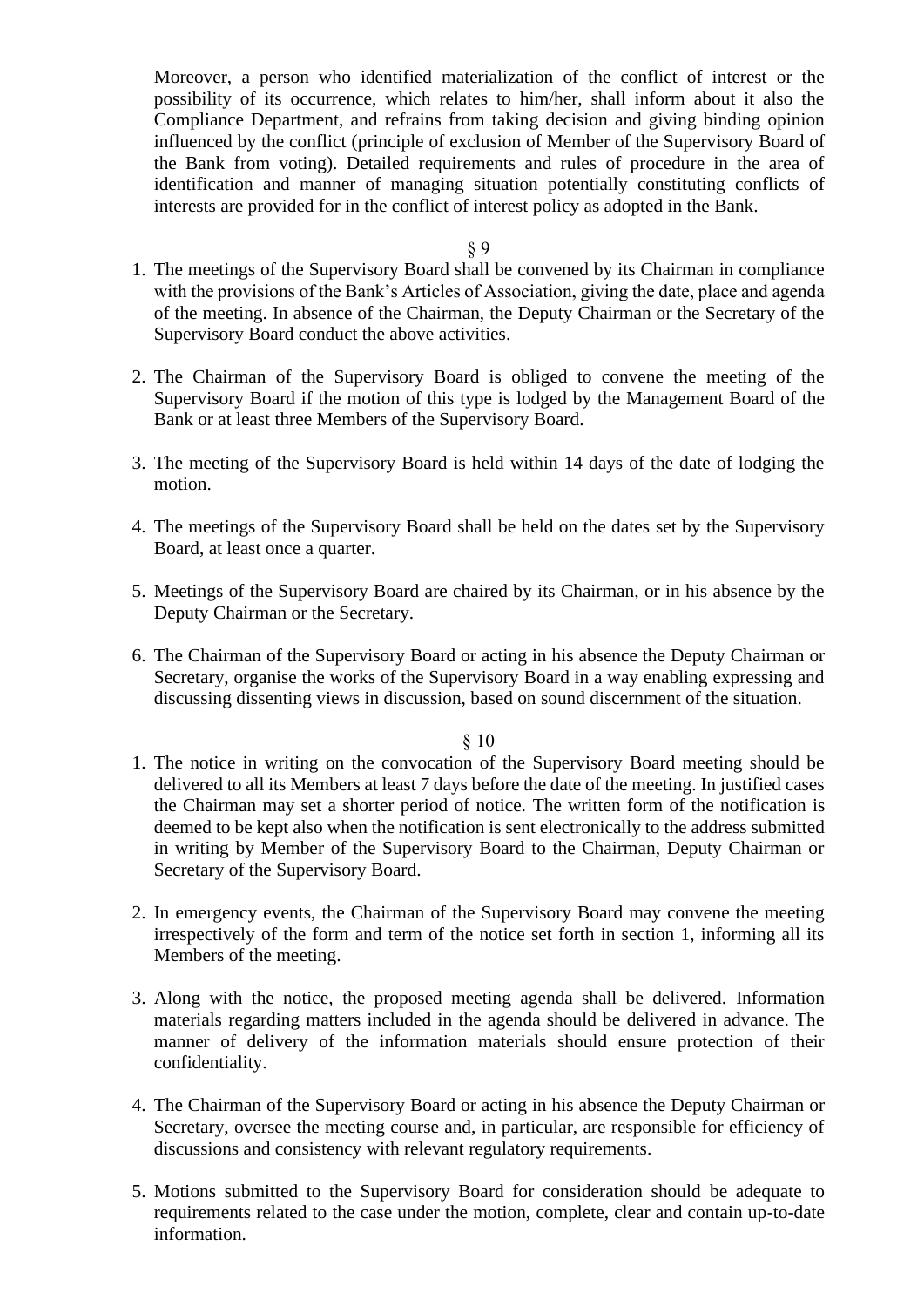Moreover, a person who identified materialization of the conflict of interest or the possibility of its occurrence, which relates to him/her, shall inform about it also the Compliance Department, and refrains from taking decision and giving binding opinion influenced by the conflict (principle of exclusion of Member of the Supervisory Board of the Bank from voting). Detailed requirements and rules of procedure in the area of identification and manner of managing situation potentially constituting conflicts of interests are provided for in the conflict of interest policy as adopted in the Bank.

§ 9

1. The meetings of the Supervisory Board shall be convened by its Chairman in compliance with the provisions of the Bank's Articles of Association, giving the date, place and agenda of the meeting. In absence of the Chairman, the Deputy Chairman or the Secretary of the Supervisory Board conduct the above activities.

2. The Chairman of the Supervisory Board is obliged to convene the meeting of the Supervisory Board if the motion of this type is lodged by the Management Board of the Bank or at least three Members of the Supervisory Board.

3. The meeting of the Supervisory Board is held within 14 days of the date of lodging the motion.

4. The meetings of the Supervisory Board shall be held on the dates set by the Supervisory Board, at least once a quarter.

5. Meetings of the Supervisory Board are chaired by its Chairman, or in his absence by the Deputy Chairman or the Secretary.

6. The Chairman of the Supervisory Board or acting in his absence the Deputy Chairman or Secretary, organise the works of the Supervisory Board in a way enabling expressing and discussing dissenting views in discussion, based on sound discernment of the situation.

§ 10

1. The notice in writing on the convocation of the Supervisory Board meeting should be delivered to all its Members at least 7 days before the date of the meeting. In justified cases the Chairman may set a shorter period of notice. The written form of the notification is deemed to be kept also when the notification is sent electronically to the address submitted in writing by Member of the Supervisory Board to the Chairman, Deputy Chairman or Secretary of the Supervisory Board.

2. In emergency events, the Chairman of the Supervisory Board may convene the meeting irrespectively of the form and term of the notice set forth in section 1, informing all its Members of the meeting.

3. Along with the notice, the proposed meeting agenda shall be delivered. Information materials regarding matters included in the agenda should be delivered in advance. The manner of delivery of the information materials should ensure protection of their confidentiality.

4. The Chairman of the Supervisory Board or acting in his absence the Deputy Chairman or Secretary, oversee the meeting course and, in particular, are responsible for efficiency of discussions and consistency with relevant regulatory requirements.

5. Motions submitted to the Supervisory Board for consideration should be adequate to requirements related to the case under the motion, complete, clear and contain up-to-date information.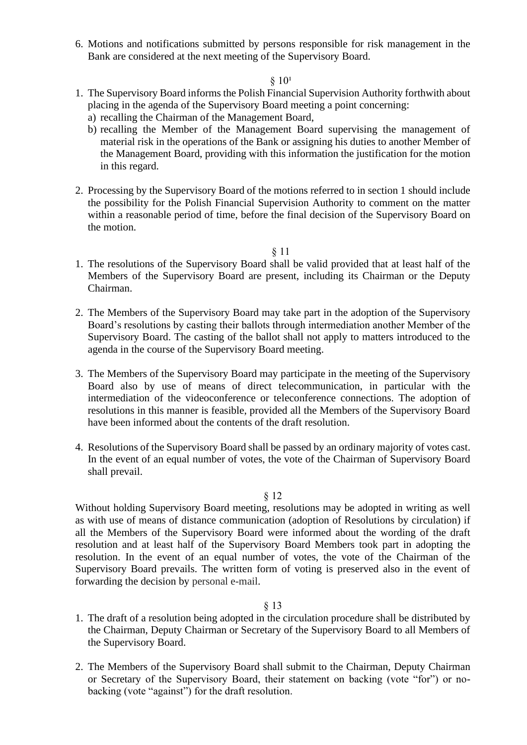6. Motions and notifications submitted by persons responsible for risk management in the Bank are considered at the next meeting of the Supervisory Board.

§ 10[1]

1. The Supervisory Board informs the Polish Financial Supervision Authority forthwith about placing in the agenda of the Supervisory Board meeting a point concerning:
   a) recalling the Chairman of the Management Board,
   b) recalling the Member of the Management Board supervising the management of material risk in the operations of the Bank or assigning his duties to another Member of the Management Board, providing with this information the justification for the motion in this regard.

2. Processing by the Supervisory Board of the motions referred to in section 1 should include the possibility for the Polish Financial Supervision Authority to comment on the matter within a reasonable period of time, before the final decision of the Supervisory Board on the motion.

§ 11

1. The resolutions of the Supervisory Board shall be valid provided that at least half of the Members of the Supervisory Board are present, including its Chairman or the Deputy Chairman.

2. The Members of the Supervisory Board may take part in the adoption of the Supervisory Board's resolutions by casting their ballots through intermediation another Member of the Supervisory Board. The casting of the ballot shall not apply to matters introduced to the agenda in the course of the Supervisory Board meeting.

3. The Members of the Supervisory Board may participate in the meeting of the Supervisory Board also by use of means of direct telecommunication, in particular with the intermediation of the videoconference or teleconference connections. The adoption of resolutions in this manner is feasible, provided all the Members of the Supervisory Board have been informed about the contents of the draft resolution.

4. Resolutions of the Supervisory Board shall be passed by an ordinary majority of votes cast. In the event of an equal number of votes, the vote of the Chairman of Supervisory Board shall prevail.

§ 12

Without holding Supervisory Board meeting, resolutions may be adopted in writing as well as with use of means of distance communication (adoption of Resolutions by circulation) if all the Members of the Supervisory Board were informed about the wording of the draft resolution and at least half of the Supervisory Board Members took part in adopting the resolution. In the event of an equal number of votes, the vote of the Chairman of the Supervisory Board prevails. The written form of voting is preserved also in the event of forwarding the decision by personal e-mail.

§ 13

1. The draft of a resolution being adopted in the circulation procedure shall be distributed by the Chairman, Deputy Chairman or Secretary of the Supervisory Board to all Members of the Supervisory Board.

2. The Members of the Supervisory Board shall submit to the Chairman, Deputy Chairman or Secretary of the Supervisory Board, their statement on backing (vote "for") or no-backing (vote "against") for the draft resolution.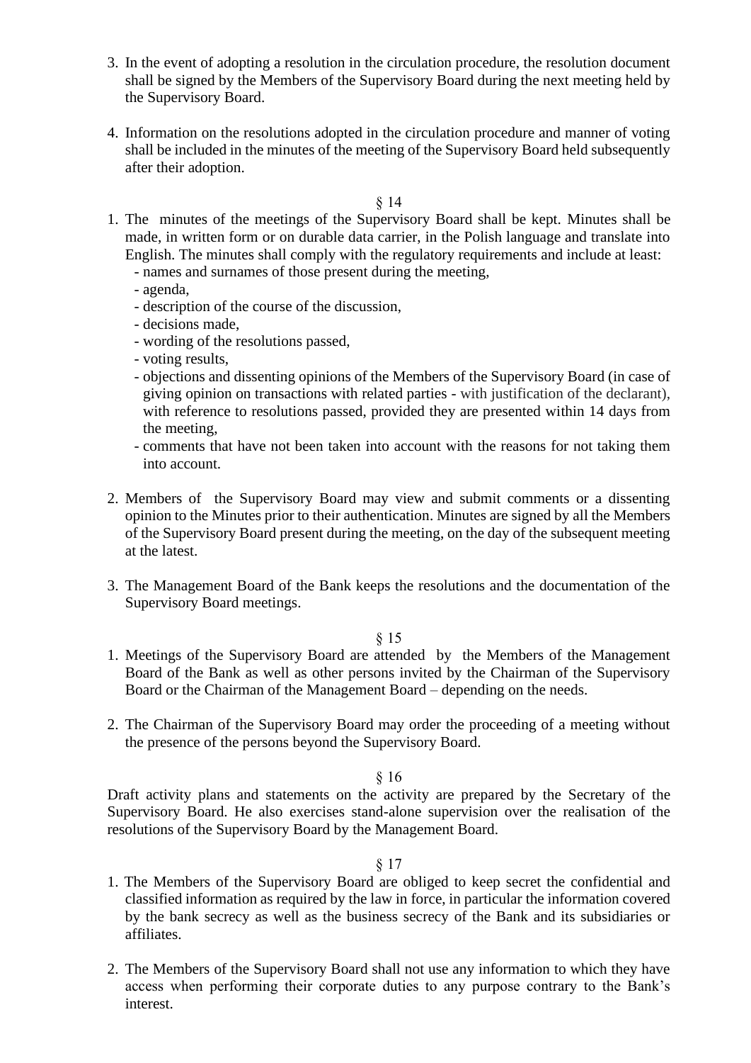3. In the event of adopting a resolution in the circulation procedure, the resolution document shall be signed by the Members of the Supervisory Board during the next meeting held by the Supervisory Board.

4. Information on the resolutions adopted in the circulation procedure and manner of voting shall be included in the minutes of the meeting of the Supervisory Board held subsequently after their adoption.

§ 14

1. The minutes of the meetings of the Supervisory Board shall be kept. Minutes shall be made, in written form or on durable data carrier, in the Polish language and translate into English. The minutes shall comply with the regulatory requirements and include at least:
   - names and surnames of those present during the meeting,
   - agenda,
   - description of the course of the discussion,
   - decisions made,
   - wording of the resolutions passed,
   - voting results,
   - objections and dissenting opinions of the Members of the Supervisory Board (in case of giving opinion on transactions with related parties - with justification of the declarant), with reference to resolutions passed, provided they are presented within 14 days from the meeting,
   - comments that have not been taken into account with the reasons for not taking them into account.

2. Members of the Supervisory Board may view and submit comments or a dissenting opinion to the Minutes prior to their authentication. Minutes are signed by all the Members of the Supervisory Board present during the meeting, on the day of the subsequent meeting at the latest.

3. The Management Board of the Bank keeps the resolutions and the documentation of the Supervisory Board meetings.

§ 15

1. Meetings of the Supervisory Board are attended by the Members of the Management Board of the Bank as well as other persons invited by the Chairman of the Supervisory Board or the Chairman of the Management Board – depending on the needs.

2. The Chairman of the Supervisory Board may order the proceeding of a meeting without the presence of the persons beyond the Supervisory Board.

§ 16

Draft activity plans and statements on the activity are prepared by the Secretary of the Supervisory Board. He also exercises stand-alone supervision over the realisation of the resolutions of the Supervisory Board by the Management Board.

§ 17

1. The Members of the Supervisory Board are obliged to keep secret the confidential and classified information as required by the law in force, in particular the information covered by the bank secrecy as well as the business secrecy of the Bank and its subsidiaries or affiliates.

2. The Members of the Supervisory Board shall not use any information to which they have access when performing their corporate duties to any purpose contrary to the Bank's interest.